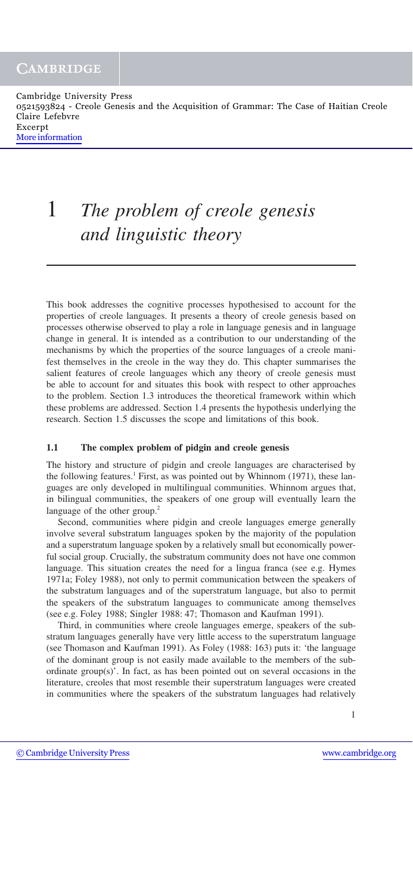# 1 *The problem of creole genesis and linguistic theory*

This book addresses the cognitive processes hypothesised to account for the properties of creole languages. It presents a theory of creole genesis based on processes otherwise observed to play a role in language genesis and in language change in general. It is intended as a contribution to our understanding of the mechanisms by which the properties of the source languages of a creole manifest themselves in the creole in the way they do. This chapter summarises the salient features of creole languages which any theory of creole genesis must be able to account for and situates this book with respect to other approaches to the problem. Section 1.3 introduces the theoretical framework within which these problems are addressed. Section 1.4 presents the hypothesis underlying the research. Section 1.5 discusses the scope and limitations of this book.

## 1.1 The complex problem of pidgin and creole genesis

The history and structure of pidgin and creole languages are characterised by the following features.[1] First, as was pointed out by Whinnom (1971), these languages are only developed in multilingual communities. Whinnom argues that, in bilingual communities, the speakers of one group will eventually learn the language of the other group.[2]

Second, communities where pidgin and creole languages emerge generally involve several substratum languages spoken by the majority of the population and a superstratum language spoken by a relatively small but economically powerful social group. Crucially, the substratum community does not have one common language. This situation creates the need for a lingua franca (see e.g. Hymes 1971a; Foley 1988), not only to permit communication between the speakers of the substratum languages and of the superstratum language, but also to permit the speakers of the substratum languages to communicate among themselves (see e.g. Foley 1988; Singler 1988: 47; Thomason and Kaufman 1991).

Third, in communities where creole languages emerge, speakers of the substratum languages generally have very little access to the superstratum language (see Thomason and Kaufman 1991). As Foley (1988: 163) puts it: 'the language of the dominant group is not easily made available to the members of the subordinate group(s)'. In fact, as has been pointed out on several occasions in the literature, creoles that most resemble their superstratum languages were created in communities where the speakers of the substratum languages had relatively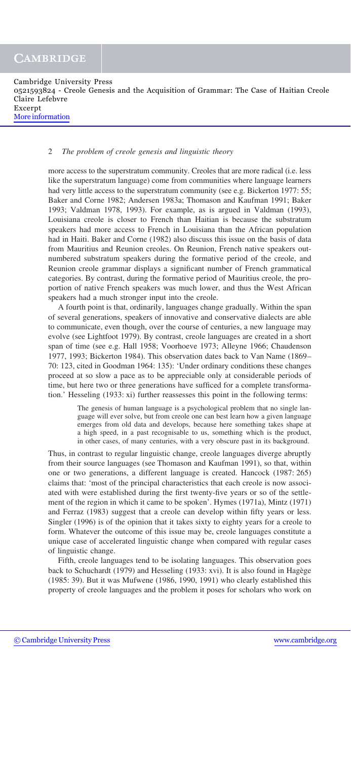more access to the superstratum community. Creoles that are more radical (i.e. less like the superstratum language) come from communities where language learners had very little access to the superstratum community (see e.g. Bickerton 1977: 55; Baker and Corne 1982; Andersen 1983a; Thomason and Kaufman 1991; Baker 1993; Valdman 1978, 1993). For example, as is argued in Valdman (1993), Louisiana creole is closer to French than Haitian is because the substratum speakers had more access to French in Louisiana than the African population had in Haiti. Baker and Corne (1982) also discuss this issue on the basis of data from Mauritius and Reunion creoles. On Reunion, French native speakers outnumbered substratum speakers during the formative period of the creole, and Reunion creole grammar displays a significant number of French grammatical categories. By contrast, during the formative period of Mauritius creole, the proportion of native French speakers was much lower, and thus the West African speakers had a much stronger input into the creole.

A fourth point is that, ordinarily, languages change gradually. Within the span of several generations, speakers of innovative and conservative dialects are able to communicate, even though, over the course of centuries, a new language may evolve (see Lightfoot 1979). By contrast, creole languages are created in a short span of time (see e.g. Hall 1958; Voorhoeve 1973; Alleyne 1966; Chaudenson 1977, 1993; Bickerton 1984). This observation dates back to Van Name (1869–70: 123, cited in Goodman 1964: 135): 'Under ordinary conditions these changes proceed at so slow a pace as to be appreciable only at considerable periods of time, but here two or three generations have sufficed for a complete transformation.' Hesseling (1933: xi) further reassesses this point in the following terms:

> The genesis of human language is a psychological problem that no single language will ever solve, but from creole one can best learn how a given language emerges from old data and develops, because here something takes shape at a high speed, in a past recognisable to us, something which is the product, in other cases, of many centuries, with a very obscure past in its background.

Thus, in contrast to regular linguistic change, creole languages diverge abruptly from their source languages (see Thomason and Kaufman 1991), so that, within one or two generations, a different language is created. Hancock (1987: 265) claims that: 'most of the principal characteristics that each creole is now associated with were established during the first twenty-five years or so of the settlement of the region in which it came to be spoken'. Hymes (1971a), Mintz (1971) and Ferraz (1983) suggest that a creole can develop within fifty years or less. Singler (1996) is of the opinion that it takes sixty to eighty years for a creole to form. Whatever the outcome of this issue may be, creole languages constitute a unique case of accelerated linguistic change when compared with regular cases of linguistic change.

Fifth, creole languages tend to be isolating languages. This observation goes back to Schuchardt (1979) and Hesseling (1933: xvi). It is also found in Hagège (1985: 39). But it was Mufwene (1986, 1990, 1991) who clearly established this property of creole languages and the problem it poses for scholars who work on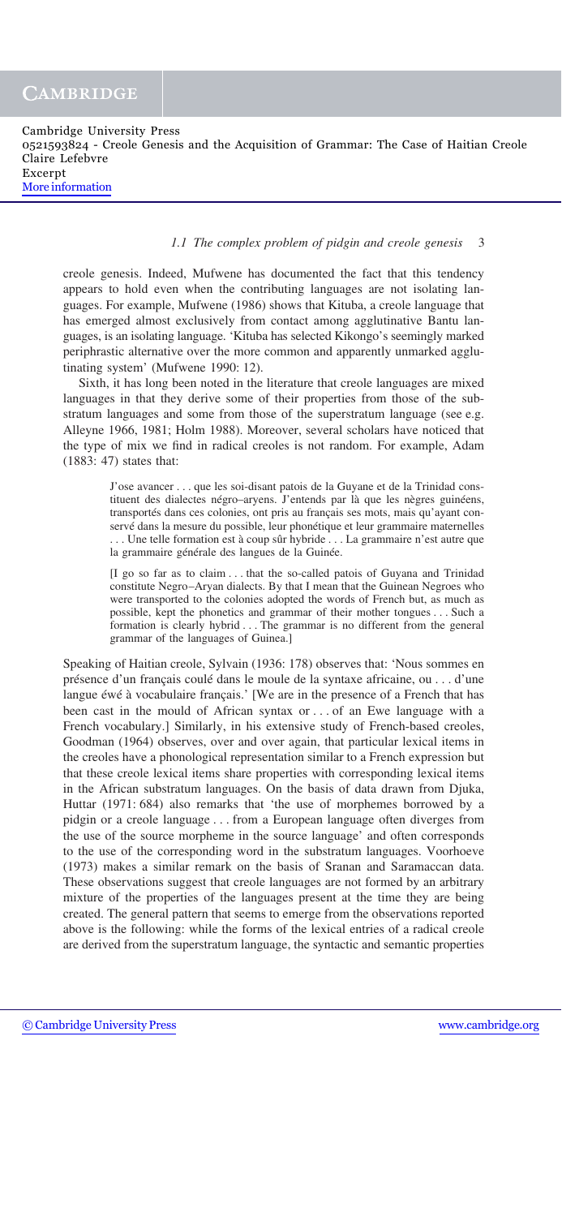creole genesis. Indeed, Mufwene has documented the fact that this tendency appears to hold even when the contributing languages are not isolating languages. For example, Mufwene (1986) shows that Kituba, a creole language that has emerged almost exclusively from contact among agglutinative Bantu languages, is an isolating language. 'Kituba has selected Kikongo's seemingly marked periphrastic alternative over the more common and apparently unmarked agglutinating system' (Mufwene 1990: 12).

Sixth, it has long been noted in the literature that creole languages are mixed languages in that they derive some of their properties from those of the substratum languages and some from those of the superstratum language (see e.g. Alleyne 1966, 1981; Holm 1988). Moreover, several scholars have noticed that the type of mix we find in radical creoles is not random. For example, Adam (1883: 47) states that:

> J'ose avancer . . . que les soi-disant patois de la Guyane et de la Trinidad constituent des dialectes négro–aryens. J'entends par là que les nègres guinéens, transportés dans ces colonies, ont pris au français ses mots, mais qu'ayant conservé dans la mesure du possible, leur phonétique et leur grammaire maternelles . . . Une telle formation est à coup sûr hybride . . . La grammaire n'est autre que la grammaire générale des langues de la Guinée.
>
> [I go so far as to claim . . . that the so-called patois of Guyana and Trinidad constitute Negro–Aryan dialects. By that I mean that the Guinean Negroes who were transported to the colonies adopted the words of French but, as much as possible, kept the phonetics and grammar of their mother tongues . . . Such a formation is clearly hybrid . . . The grammar is no different from the general grammar of the languages of Guinea.]

Speaking of Haitian creole, Sylvain (1936: 178) observes that: 'Nous sommes en présence d'un français coulé dans le moule de la syntaxe africaine, ou . . . d'une langue éwé à vocabulaire français.' [We are in the presence of a French that has been cast in the mould of African syntax or . . . of an Ewe language with a French vocabulary.] Similarly, in his extensive study of French-based creoles, Goodman (1964) observes, over and over again, that particular lexical items in the creoles have a phonological representation similar to a French expression but that these creole lexical items share properties with corresponding lexical items in the African substratum languages. On the basis of data drawn from Djuka, Huttar (1971: 684) also remarks that 'the use of morphemes borrowed by a pidgin or a creole language . . . from a European language often diverges from the use of the source morpheme in the source language' and often corresponds to the use of the corresponding word in the substratum languages. Voorhoeve (1973) makes a similar remark on the basis of Sranan and Saramaccan data. These observations suggest that creole languages are not formed by an arbitrary mixture of the properties of the languages present at the time they are being created. The general pattern that seems to emerge from the observations reported above is the following: while the forms of the lexical entries of a radical creole are derived from the superstratum language, the syntactic and semantic properties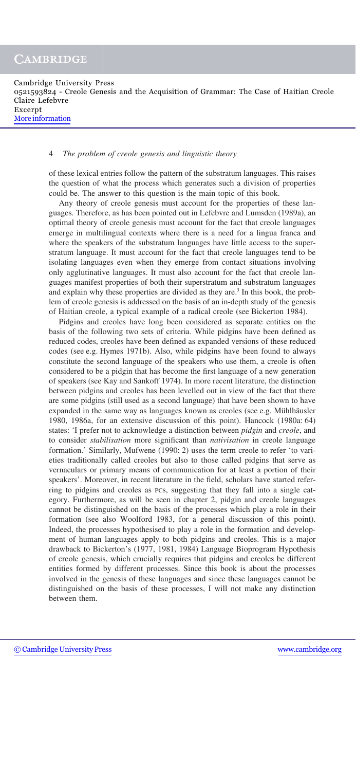of these lexical entries follow the pattern of the substratum languages. This raises the question of what the process which generates such a division of properties could be. The answer to this question is the main topic of this book.

Any theory of creole genesis must account for the properties of these languages. Therefore, as has been pointed out in Lefebvre and Lumsden (1989a), an optimal theory of creole genesis must account for the fact that creole languages emerge in multilingual contexts where there is a need for a lingua franca and where the speakers of the substratum languages have little access to the superstratum language. It must account for the fact that creole languages tend to be isolating languages even when they emerge from contact situations involving only agglutinative languages. It must also account for the fact that creole languages manifest properties of both their superstratum and substratum languages and explain why these properties are divided as they are.[3] In this book, the problem of creole genesis is addressed on the basis of an in-depth study of the genesis of Haitian creole, a typical example of a radical creole (see Bickerton 1984).

Pidgins and creoles have long been considered as separate entities on the basis of the following two sets of criteria. While pidgins have been defined as reduced codes, creoles have been defined as expanded versions of these reduced codes (see e.g. Hymes 1971b). Also, while pidgins have been found to always constitute the second language of the speakers who use them, a creole is often considered to be a pidgin that has become the first language of a new generation of speakers (see Kay and Sankoff 1974). In more recent literature, the distinction between pidgins and creoles has been levelled out in view of the fact that there are some pidgins (still used as a second language) that have been shown to have expanded in the same way as languages known as creoles (see e.g. Mühlhäusler 1980, 1986a, for an extensive discussion of this point). Hancock (1980a: 64) states: 'I prefer not to acknowledge a distinction between *pidgin* and *creole*, and to consider *stabilisation* more significant than *nativisation* in creole language formation.' Similarly, Mufwene (1990: 2) uses the term creole to refer 'to varieties traditionally called creoles but also to those called pidgins that serve as vernaculars or primary means of communication for at least a portion of their speakers'. Moreover, in recent literature in the field, scholars have started referring to pidgins and creoles as PCs, suggesting that they fall into a single category. Furthermore, as will be seen in chapter 2, pidgin and creole languages cannot be distinguished on the basis of the processes which play a role in their formation (see also Woolford 1983, for a general discussion of this point). Indeed, the processes hypothesised to play a role in the formation and development of human languages apply to both pidgins and creoles. This is a major drawback to Bickerton's (1977, 1981, 1984) Language Bioprogram Hypothesis of creole genesis, which crucially requires that pidgins and creoles be different entities formed by different processes. Since this book is about the processes involved in the genesis of these languages and since these languages cannot be distinguished on the basis of these processes, I will not make any distinction between them.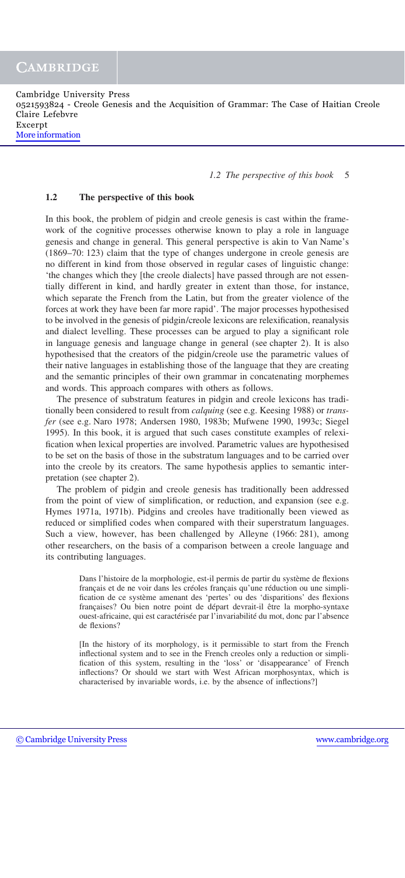## 1.2 The perspective of this book

In this book, the problem of pidgin and creole genesis is cast within the framework of the cognitive processes otherwise known to play a role in language genesis and change in general. This general perspective is akin to Van Name's (1869–70: 123) claim that the type of changes undergone in creole genesis are no different in kind from those observed in regular cases of linguistic change: 'the changes which they [the creole dialects] have passed through are not essentially different in kind, and hardly greater in extent than those, for instance, which separate the French from the Latin, but from the greater violence of the forces at work they have been far more rapid'. The major processes hypothesised to be involved in the genesis of pidgin/creole lexicons are relexification, reanalysis and dialect levelling. These processes can be argued to play a significant role in language genesis and language change in general (see chapter 2). It is also hypothesised that the creators of the pidgin/creole use the parametric values of their native languages in establishing those of the language that they are creating and the semantic principles of their own grammar in concatenating morphemes and words. This approach compares with others as follows.

The presence of substratum features in pidgin and creole lexicons has traditionally been considered to result from *calquing* (see e.g. Keesing 1988) or *transfer* (see e.g. Naro 1978; Andersen 1980, 1983b; Mufwene 1990, 1993c; Siegel 1995). In this book, it is argued that such cases constitute examples of relexification when lexical properties are involved. Parametric values are hypothesised to be set on the basis of those in the substratum languages and to be carried over into the creole by its creators. The same hypothesis applies to semantic interpretation (see chapter 2).

The problem of pidgin and creole genesis has traditionally been addressed from the point of view of simplification, or reduction, and expansion (see e.g. Hymes 1971a, 1971b). Pidgins and creoles have traditionally been viewed as reduced or simplified codes when compared with their superstratum languages. Such a view, however, has been challenged by Alleyne (1966: 281), among other researchers, on the basis of a comparison between a creole language and its contributing languages.

> Dans l'histoire de la morphologie, est-il permis de partir du système de flexions français et de ne voir dans les créoles français qu'une réduction ou une simplification de ce système amenant des 'pertes' ou des 'disparitions' des flexions françaises? Ou bien notre point de départ devrait-il être la morpho-syntaxe ouest-africaine, qui est caractérisée par l'invariabilité du mot, donc par l'absence de flexions?
>
> [In the history of its morphology, is it permissible to start from the French inflectional system and to see in the French creoles only a reduction or simplification of this system, resulting in the 'loss' or 'disappearance' of French inflections? Or should we start with West African morphosyntax, which is characterised by invariable words, i.e. by the absence of inflections?]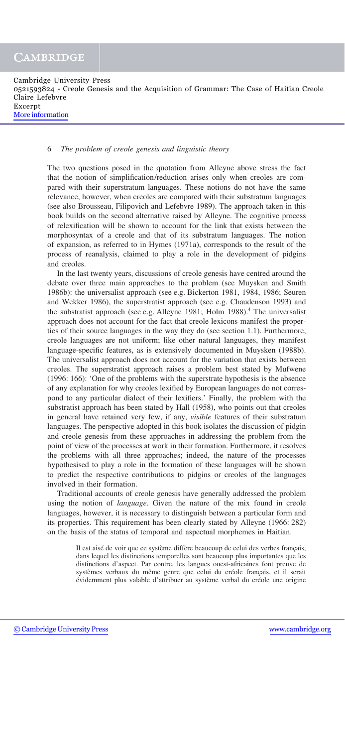The two questions posed in the quotation from Alleyne above stress the fact that the notion of simplification/reduction arises only when creoles are compared with their superstratum languages. These notions do not have the same relevance, however, when creoles are compared with their substratum languages (see also Brousseau, Filipovich and Lefebvre 1989). The approach taken in this book builds on the second alternative raised by Alleyne. The cognitive process of relexification will be shown to account for the link that exists between the morphosyntax of a creole and that of its substratum languages. The notion of expansion, as referred to in Hymes (1971a), corresponds to the result of the process of reanalysis, claimed to play a role in the development of pidgins and creoles.

In the last twenty years, discussions of creole genesis have centred around the debate over three main approaches to the problem (see Muysken and Smith 1986b): the universalist approach (see e.g. Bickerton 1981, 1984, 1986; Seuren and Wekker 1986), the superstratist approach (see e.g. Chaudenson 1993) and the substratist approach (see e.g. Alleyne 1981; Holm 1988).[4] The universalist approach does not account for the fact that creole lexicons manifest the properties of their source languages in the way they do (see section 1.1). Furthermore, creole languages are not uniform; like other natural languages, they manifest language-specific features, as is extensively documented in Muysken (1988b). The universalist approach does not account for the variation that exists between creoles. The superstratist approach raises a problem best stated by Mufwene (1996: 166): 'One of the problems with the superstrate hypothesis is the absence of any explanation for why creoles lexified by European languages do not correspond to any particular dialect of their lexifiers.' Finally, the problem with the substratist approach has been stated by Hall (1958), who points out that creoles in general have retained very few, if any, *visible* features of their substratum languages. The perspective adopted in this book isolates the discussion of pidgin and creole genesis from these approaches in addressing the problem from the point of view of the processes at work in their formation. Furthermore, it resolves the problems with all three approaches; indeed, the nature of the processes hypothesised to play a role in the formation of these languages will be shown to predict the respective contributions to pidgins or creoles of the languages involved in their formation.

Traditional accounts of creole genesis have generally addressed the problem using the notion of *language*. Given the nature of the mix found in creole languages, however, it is necessary to distinguish between a particular form and its properties. This requirement has been clearly stated by Alleyne (1966: 282) on the basis of the status of temporal and aspectual morphemes in Haitian.

> Il est aisé de voir que ce système diffère beaucoup de celui des verbes français, dans lequel les distinctions temporelles sont beaucoup plus importantes que les distinctions d'aspect. Par contre, les langues ouest-africaines font preuve de systèmes verbaux du même genre que celui du créole français, et il serait évidemment plus valable d'attribuer au système verbal du créole une origine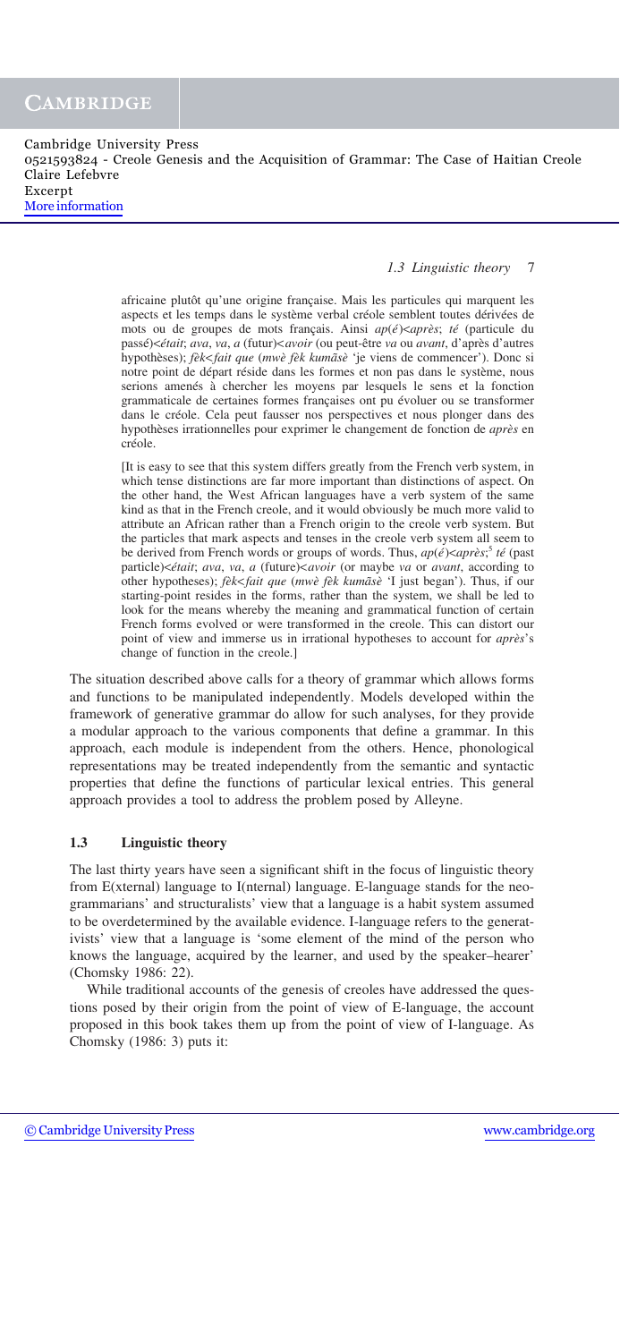africaine plutôt qu'une origine française. Mais les particules qui marquent les aspects et les temps dans le système verbal créole semblent toutes dérivées de mots ou de groupes de mots français. Ainsi *ap*(*é*)<*après*; *té* (particule du passé)<*était*; *ava*, *va*, *a* (futur)<*avoir* (ou peut-être *va* ou *avant*, d'après d'autres hypothèses); *fèk*<*fait que* (*mwè fèk kumãsè* 'je viens de commencer'). Donc si notre point de départ réside dans les formes et non pas dans le système, nous serions amenés à chercher les moyens par lesquels le sens et la fonction grammaticale de certaines formes françaises ont pu évoluer ou se transformer dans le créole. Cela peut fausser nos perspectives et nous plonger dans des hypothèses irrationnelles pour exprimer le changement de fonction de *après* en créole.

> [It is easy to see that this system differs greatly from the French verb system, in which tense distinctions are far more important than distinctions of aspect. On the other hand, the West African languages have a verb system of the same kind as that in the French creole, and it would obviously be much more valid to attribute an African rather than a French origin to the creole verb system. But the particles that mark aspects and tenses in the creole verb system all seem to be derived from French words or groups of words. Thus, *ap*(*é*)<*après*;[5] *té* (past particle)<*était*; *ava*, *va*, *a* (future)<*avoir* (or maybe *va* or *avant*, according to other hypotheses); *fèk*<*fait que* (*mwè fèk kumãsè* 'I just began'). Thus, if our starting-point resides in the forms, rather than the system, we shall be led to look for the means whereby the meaning and grammatical function of certain French forms evolved or were transformed in the creole. This can distort our point of view and immerse us in irrational hypotheses to account for *après*'s change of function in the creole.]

The situation described above calls for a theory of grammar which allows forms and functions to be manipulated independently. Models developed within the framework of generative grammar do allow for such analyses, for they provide a modular approach to the various components that define a grammar. In this approach, each module is independent from the others. Hence, phonological representations may be treated independently from the semantic and syntactic properties that define the functions of particular lexical entries. This general approach provides a tool to address the problem posed by Alleyne.

## 1.3 Linguistic theory

The last thirty years have seen a significant shift in the focus of linguistic theory from E(xternal) language to I(nternal) language. E-language stands for the neogrammarians' and structuralists' view that a language is a habit system assumed to be overdetermined by the available evidence. I-language refers to the generativists' view that a language is 'some element of the mind of the person who knows the language, acquired by the learner, and used by the speaker–hearer' (Chomsky 1986: 22).

While traditional accounts of the genesis of creoles have addressed the questions posed by their origin from the point of view of E-language, the account proposed in this book takes them up from the point of view of I-language. As Chomsky (1986: 3) puts it: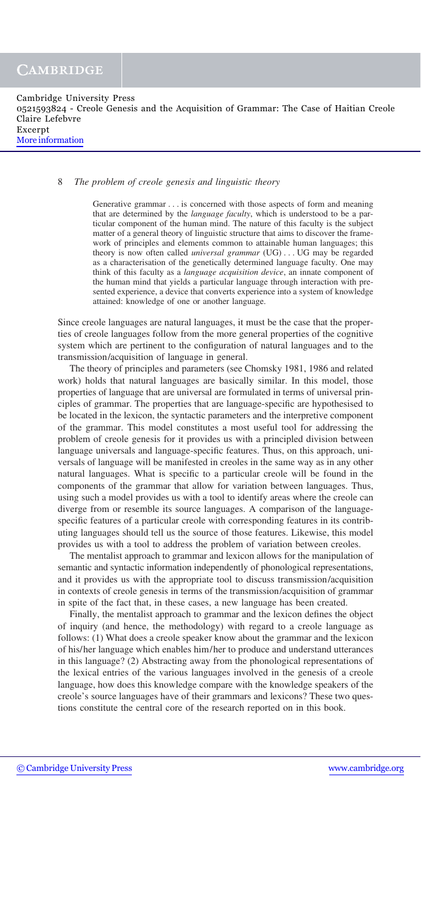> Generative grammar . . . is concerned with those aspects of form and meaning that are determined by the *language faculty*, which is understood to be a particular component of the human mind. The nature of this faculty is the subject matter of a general theory of linguistic structure that aims to discover the framework of principles and elements common to attainable human languages; this theory is now often called *universal grammar* (UG) . . . UG may be regarded as a characterisation of the genetically determined language faculty. One may think of this faculty as a *language acquisition device*, an innate component of the human mind that yields a particular language through interaction with presented experience, a device that converts experience into a system of knowledge attained: knowledge of one or another language.

Since creole languages are natural languages, it must be the case that the properties of creole languages follow from the more general properties of the cognitive system which are pertinent to the configuration of natural languages and to the transmission/acquisition of language in general.

The theory of principles and parameters (see Chomsky 1981, 1986 and related work) holds that natural languages are basically similar. In this model, those properties of language that are universal are formulated in terms of universal principles of grammar. The properties that are language-specific are hypothesised to be located in the lexicon, the syntactic parameters and the interpretive component of the grammar. This model constitutes a most useful tool for addressing the problem of creole genesis for it provides us with a principled division between language universals and language-specific features. Thus, on this approach, universals of language will be manifested in creoles in the same way as in any other natural languages. What is specific to a particular creole will be found in the components of the grammar that allow for variation between languages. Thus, using such a model provides us with a tool to identify areas where the creole can diverge from or resemble its source languages. A comparison of the language-specific features of a particular creole with corresponding features in its contributing languages should tell us the source of those features. Likewise, this model provides us with a tool to address the problem of variation between creoles.

The mentalist approach to grammar and lexicon allows for the manipulation of semantic and syntactic information independently of phonological representations, and it provides us with the appropriate tool to discuss transmission/acquisition in contexts of creole genesis in terms of the transmission/acquisition of grammar in spite of the fact that, in these cases, a new language has been created.

Finally, the mentalist approach to grammar and the lexicon defines the object of inquiry (and hence, the methodology) with regard to a creole language as follows: (1) What does a creole speaker know about the grammar and the lexicon of his/her language which enables him/her to produce and understand utterances in this language? (2) Abstracting away from the phonological representations of the lexical entries of the various languages involved in the genesis of a creole language, how does this knowledge compare with the knowledge speakers of the creole's source languages have of their grammars and lexicons? These two questions constitute the central core of the research reported on in this book.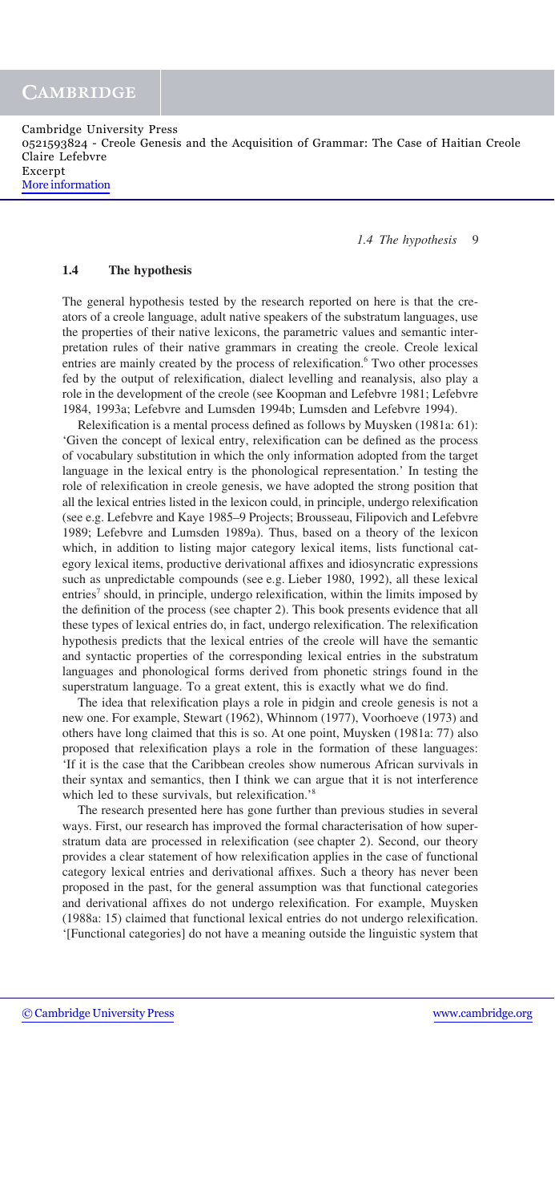## 1.4 The hypothesis

The general hypothesis tested by the research reported on here is that the creators of a creole language, adult native speakers of the substratum languages, use the properties of their native lexicons, the parametric values and semantic interpretation rules of their native grammars in creating the creole. Creole lexical entries are mainly created by the process of relexification.[6] Two other processes fed by the output of relexification, dialect levelling and reanalysis, also play a role in the development of the creole (see Koopman and Lefebvre 1981; Lefebvre 1984, 1993a; Lefebvre and Lumsden 1994b; Lumsden and Lefebvre 1994).

Relexification is a mental process defined as follows by Muysken (1981a: 61): 'Given the concept of lexical entry, relexification can be defined as the process of vocabulary substitution in which the only information adopted from the target language in the lexical entry is the phonological representation.' In testing the role of relexification in creole genesis, we have adopted the strong position that all the lexical entries listed in the lexicon could, in principle, undergo relexification (see e.g. Lefebvre and Kaye 1985–9 Projects; Brousseau, Filipovich and Lefebvre 1989; Lefebvre and Lumsden 1989a). Thus, based on a theory of the lexicon which, in addition to listing major category lexical items, lists functional category lexical items, productive derivational affixes and idiosyncratic expressions such as unpredictable compounds (see e.g. Lieber 1980, 1992), all these lexical entries[7] should, in principle, undergo relexification, within the limits imposed by the definition of the process (see chapter 2). This book presents evidence that all these types of lexical entries do, in fact, undergo relexification. The relexification hypothesis predicts that the lexical entries of the creole will have the semantic and syntactic properties of the corresponding lexical entries in the substratum languages and phonological forms derived from phonetic strings found in the superstratum language. To a great extent, this is exactly what we do find.

The idea that relexification plays a role in pidgin and creole genesis is not a new one. For example, Stewart (1962), Whinnom (1977), Voorhoeve (1973) and others have long claimed that this is so. At one point, Muysken (1981a: 77) also proposed that relexification plays a role in the formation of these languages: 'If it is the case that the Caribbean creoles show numerous African survivals in their syntax and semantics, then I think we can argue that it is not interference which led to these survivals, but relexification.'[8]

The research presented here has gone further than previous studies in several ways. First, our research has improved the formal characterisation of how superstratum data are processed in relexification (see chapter 2). Second, our theory provides a clear statement of how relexification applies in the case of functional category lexical entries and derivational affixes. Such a theory has never been proposed in the past, for the general assumption was that functional categories and derivational affixes do not undergo relexification. For example, Muysken (1988a: 15) claimed that functional lexical entries do not undergo relexification. '[Functional categories] do not have a meaning outside the linguistic system that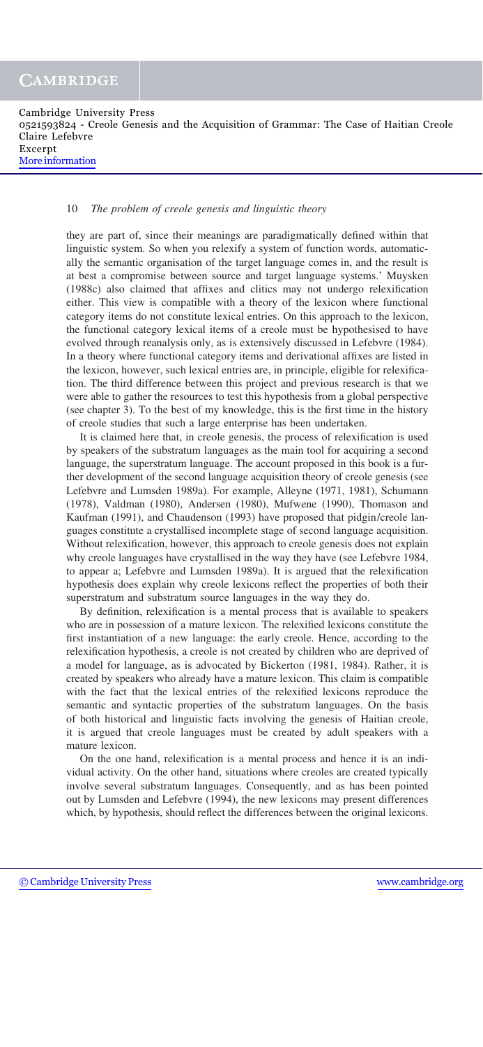they are part of, since their meanings are paradigmatically defined within that linguistic system. So when you relexify a system of function words, automatically the semantic organisation of the target language comes in, and the result is at best a compromise between source and target language systems.' Muysken (1988c) also claimed that affixes and clitics may not undergo relexification either. This view is compatible with a theory of the lexicon where functional category items do not constitute lexical entries. On this approach to the lexicon, the functional category lexical items of a creole must be hypothesised to have evolved through reanalysis only, as is extensively discussed in Lefebvre (1984). In a theory where functional category items and derivational affixes are listed in the lexicon, however, such lexical entries are, in principle, eligible for relexification. The third difference between this project and previous research is that we were able to gather the resources to test this hypothesis from a global perspective (see chapter 3). To the best of my knowledge, this is the first time in the history of creole studies that such a large enterprise has been undertaken.

It is claimed here that, in creole genesis, the process of relexification is used by speakers of the substratum languages as the main tool for acquiring a second language, the superstratum language. The account proposed in this book is a further development of the second language acquisition theory of creole genesis (see Lefebvre and Lumsden 1989a). For example, Alleyne (1971, 1981), Schumann (1978), Valdman (1980), Andersen (1980), Mufwene (1990), Thomason and Kaufman (1991), and Chaudenson (1993) have proposed that pidgin/creole languages constitute a crystallised incomplete stage of second language acquisition. Without relexification, however, this approach to creole genesis does not explain why creole languages have crystallised in the way they have (see Lefebvre 1984, to appear a; Lefebvre and Lumsden 1989a). It is argued that the relexification hypothesis does explain why creole lexicons reflect the properties of both their superstratum and substratum source languages in the way they do.

By definition, relexification is a mental process that is available to speakers who are in possession of a mature lexicon. The relexified lexicons constitute the first instantiation of a new language: the early creole. Hence, according to the relexification hypothesis, a creole is not created by children who are deprived of a model for language, as is advocated by Bickerton (1981, 1984). Rather, it is created by speakers who already have a mature lexicon. This claim is compatible with the fact that the lexical entries of the relexified lexicons reproduce the semantic and syntactic properties of the substratum languages. On the basis of both historical and linguistic facts involving the genesis of Haitian creole, it is argued that creole languages must be created by adult speakers with a mature lexicon.

On the one hand, relexification is a mental process and hence it is an individual activity. On the other hand, situations where creoles are created typically involve several substratum languages. Consequently, and as has been pointed out by Lumsden and Lefebvre (1994), the new lexicons may present differences which, by hypothesis, should reflect the differences between the original lexicons.